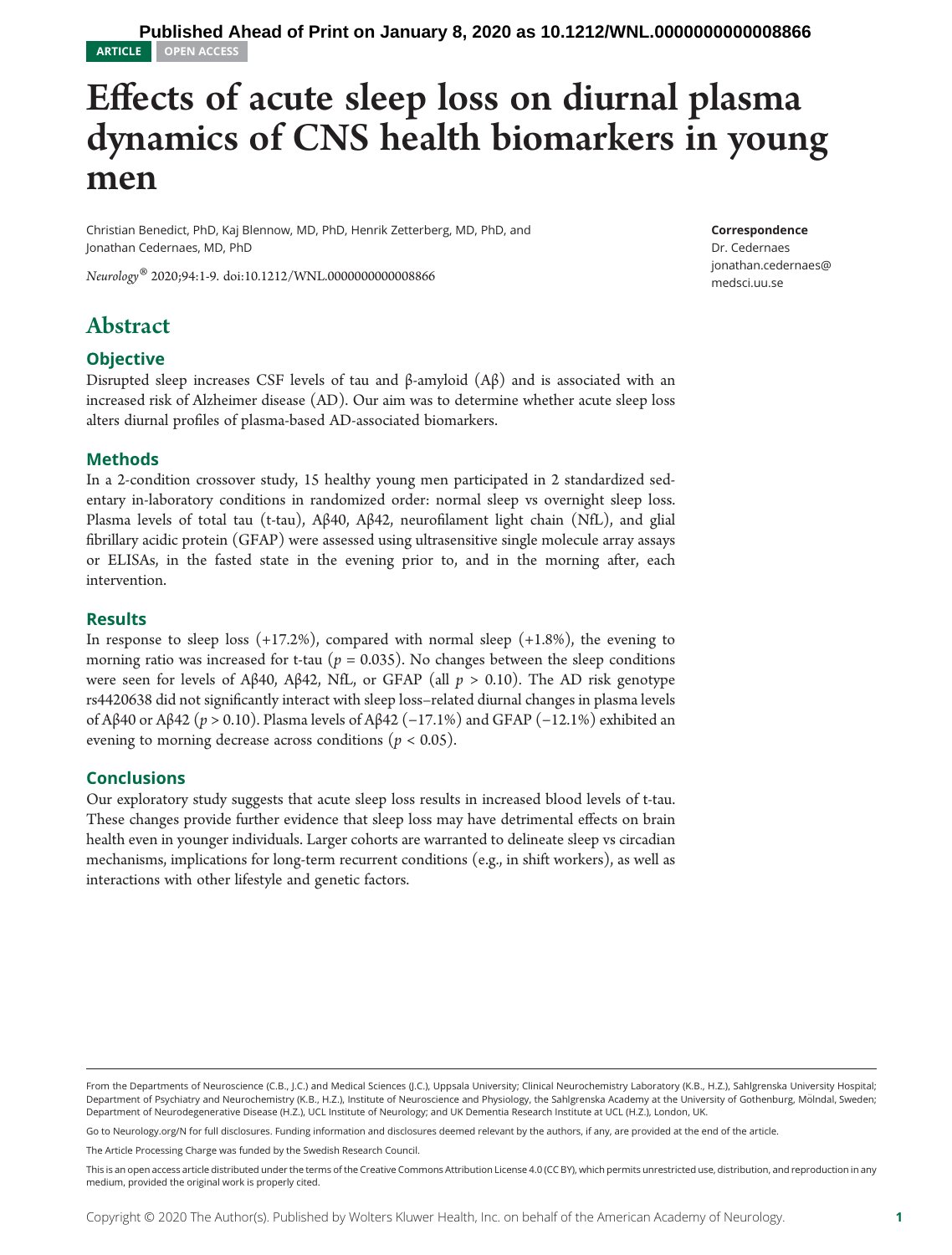Published Ahead of Print on January 8, 2020 as 10.1212/WNL.0000000000008866

ARTICLE OPEN ACCESS

# Effects of acute sleep loss on diurnal plasma dynamics of CNS health biomarkers in young men

Christian Benedict, PhD, Kaj Blennow, MD, PhD, Henrik Zetterberg, MD, PhD, and Jonathan Cedernaes, MD, PhD

*Neurology*® 2020;94:1-9. doi:10.1212/WNL.0000000000008866

**Correspondence**
Dr. Cedernaes
jonathan.cedernaes@medsci.uu.se

## Abstract

### Objective

Disrupted sleep increases CSF levels of tau and β-amyloid (Aβ) and is associated with an increased risk of Alzheimer disease (AD). Our aim was to determine whether acute sleep loss alters diurnal profiles of plasma-based AD-associated biomarkers.

### Methods

In a 2-condition crossover study, 15 healthy young men participated in 2 standardized sedentary in-laboratory conditions in randomized order: normal sleep vs overnight sleep loss. Plasma levels of total tau (t-tau), Aβ40, Aβ42, neurofilament light chain (NfL), and glial fibrillary acidic protein (GFAP) were assessed using ultrasensitive single molecule array assays or ELISAs, in the fasted state in the evening prior to, and in the morning after, each intervention.

### Results

In response to sleep loss (+17.2%), compared with normal sleep (+1.8%), the evening to morning ratio was increased for t-tau ($p = 0.035$). No changes between the sleep conditions were seen for levels of Aβ40, Aβ42, NfL, or GFAP (all $p > 0.10$). The AD risk genotype rs4420638 did not significantly interact with sleep loss–related diurnal changes in plasma levels of Aβ40 or Aβ42 ($p > 0.10$). Plasma levels of Aβ42 (−17.1%) and GFAP (−12.1%) exhibited an evening to morning decrease across conditions ($p < 0.05$).

### Conclusions

Our exploratory study suggests that acute sleep loss results in increased blood levels of t-tau. These changes provide further evidence that sleep loss may have detrimental effects on brain health even in younger individuals. Larger cohorts are warranted to delineate sleep vs circadian mechanisms, implications for long-term recurrent conditions (e.g., in shift workers), as well as interactions with other lifestyle and genetic factors.

From the Departments of Neuroscience (C.B., J.C.) and Medical Sciences (J.C.), Uppsala University; Clinical Neurochemistry Laboratory (K.B., H.Z.), Sahlgrenska University Hospital; Department of Psychiatry and Neurochemistry (K.B., H.Z.), Institute of Neuroscience and Physiology, the Sahlgrenska Academy at the University of Gothenburg, Mölndal, Sweden; Department of Neurodegenerative Disease (H.Z.), UCL Institute of Neurology; and UK Dementia Research Institute at UCL (H.Z.), London, UK.

Go to Neurology.org/N for full disclosures. Funding information and disclosures deemed relevant by the authors, if any, are provided at the end of the article.

The Article Processing Charge was funded by the Swedish Research Council.

This is an open access article distributed under the terms of the Creative Commons Attribution License 4.0 (CC BY), which permits unrestricted use, distribution, and reproduction in any medium, provided the original work is properly cited.

Copyright © 2020 The Author(s). Published by Wolters Kluwer Health, Inc. on behalf of the American Academy of Neurology.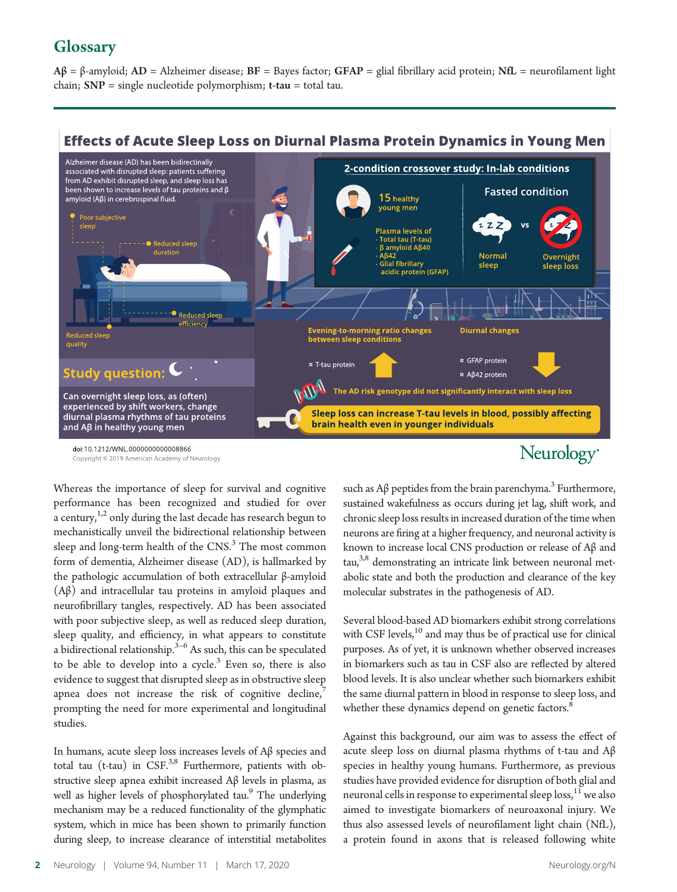## Glossary

**Aβ** = β-amyloid; **AD** = Alzheimer disease; **BF** = Bayes factor; **GFAP** = glial fibrillary acid protein; **NfL** = neurofilament light chain; **SNP** = single nucleotide polymorphism; **t-tau** = total tau.

### Effects of Acute Sleep Loss on Diurnal Plasma Protein Dynamics in Young Men

Alzheimer disease (AD) has been bidirectionally associated with disrupted sleep: patients suffering from AD exhibit disrupted sleep, and sleep loss has been shown to increase levels of tau proteins and β amyloid (Aβ) in cerebrospinal fluid.

- Poor subjective sleep
- Reduced sleep duration
- Reduced sleep efficiency
- Reduced sleep quality

**Study question:** Can overnight sleep loss, as (often) experienced by shift workers, change diurnal plasma rhythms of tau proteins and Aβ in healthy young men

**2-condition crossover study: In-lab conditions**

15 healthy young men

Plasma levels of
- Total tau (T-tau)
- β amyloid Aβ40
- Aβ42
- Glial fibrillary acidic protein (GFAP)

Fasted condition: Normal sleep vs Overnight sleep loss

Evening-to-morning ratio changes between sleep conditions: T-tau protein (increase)

Diurnal changes: GFAP protein, Aβ42 protein (decrease)

The AD risk genotype did not significantly interact with sleep loss

Sleep loss can increase T-tau levels in blood, possibly affecting brain health even in younger individuals

doi:10.1212/WNL.0000000000008866

Copyright © 2019 American Academy of Neurology

Whereas the importance of sleep for survival and cognitive performance has been recognized and studied for over a century,[1,2] only during the last decade has research begun to mechanistically unveil the bidirectional relationship between sleep and long-term health of the CNS.[3] The most common form of dementia, Alzheimer disease (AD), is hallmarked by the pathologic accumulation of both extracellular β-amyloid (Aβ) and intracellular tau proteins in amyloid plaques and neurofibrillary tangles, respectively. AD has been associated with poor subjective sleep, as well as reduced sleep duration, sleep quality, and efficiency, in what appears to constitute a bidirectional relationship.[3–6] As such, this can be speculated to be able to develop into a cycle.[3] Even so, there is also evidence to suggest that disrupted sleep as in obstructive sleep apnea does not increase the risk of cognitive decline,[7] prompting the need for more experimental and longitudinal studies.

In humans, acute sleep loss increases levels of Aβ species and total tau (t-tau) in CSF.[3,8] Furthermore, patients with obstructive sleep apnea exhibit increased Aβ levels in plasma, as well as higher levels of phosphorylated tau.[9] The underlying mechanism may be a reduced functionality of the glymphatic system, which in mice has been shown to primarily function during sleep, to increase clearance of interstitial metabolites such as Aβ peptides from the brain parenchyma.[3] Furthermore, sustained wakefulness as occurs during jet lag, shift work, and chronic sleep loss results in increased duration of the time when neurons are firing at a higher frequency, and neuronal activity is known to increase local CNS production or release of Aβ and tau,[3,8] demonstrating an intricate link between neuronal metabolic state and both the production and clearance of the key molecular substrates in the pathogenesis of AD.

Several blood-based AD biomarkers exhibit strong correlations with CSF levels,[10] and may thus be of practical use for clinical purposes. As of yet, it is unknown whether observed increases in biomarkers such as tau in CSF also are reflected by altered blood levels. It is also unclear whether such biomarkers exhibit the same diurnal pattern in blood in response to sleep loss, and whether these dynamics depend on genetic factors.[8]

Against this background, our aim was to assess the effect of acute sleep loss on diurnal plasma rhythms of t-tau and Aβ species in healthy young humans. Furthermore, as previous studies have provided evidence for disruption of both glial and neuronal cells in response to experimental sleep loss,[11] we also aimed to investigate biomarkers of neuroaxonal injury. We thus also assessed levels of neurofilament light chain (NfL), a protein found in axons that is released following white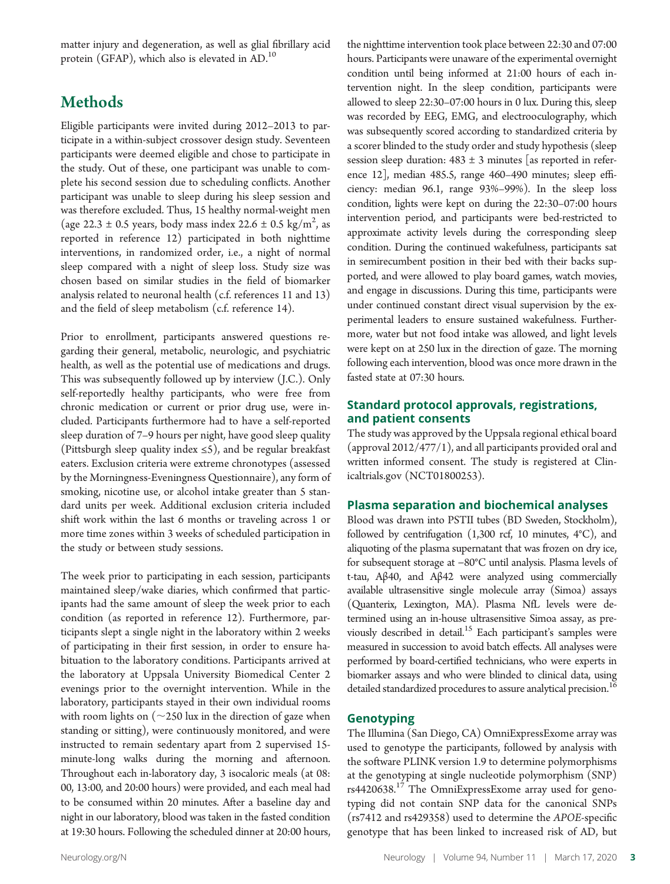matter injury and degeneration, as well as glial fibrillary acid protein (GFAP), which also is elevated in AD.[10]

## Methods

Eligible participants were invited during 2012–2013 to participate in a within-subject crossover design study. Seventeen participants were deemed eligible and chose to participate in the study. Out of these, one participant was unable to complete his second session due to scheduling conflicts. Another participant was unable to sleep during his sleep session and was therefore excluded. Thus, 15 healthy normal-weight men (age 22.3 ± 0.5 years, body mass index 22.6 ± 0.5 kg/m$^2$, as reported in reference 12) participated in both nighttime interventions, in randomized order, i.e., a night of normal sleep compared with a night of sleep loss. Study size was chosen based on similar studies in the field of biomarker analysis related to neuronal health (c.f. references 11 and 13) and the field of sleep metabolism (c.f. reference 14).

Prior to enrollment, participants answered questions regarding their general, metabolic, neurologic, and psychiatric health, as well as the potential use of medications and drugs. This was subsequently followed up by interview (J.C.). Only self-reportedly healthy participants, who were free from chronic medication or current or prior drug use, were included. Participants furthermore had to have a self-reported sleep duration of 7–9 hours per night, have good sleep quality (Pittsburgh sleep quality index ≤5), and be regular breakfast eaters. Exclusion criteria were extreme chronotypes (assessed by the Morningness-Eveningness Questionnaire), any form of smoking, nicotine use, or alcohol intake greater than 5 standard units per week. Additional exclusion criteria included shift work within the last 6 months or traveling across 1 or more time zones within 3 weeks of scheduled participation in the study or between study sessions.

The week prior to participating in each session, participants maintained sleep/wake diaries, which confirmed that participants had the same amount of sleep the week prior to each condition (as reported in reference 12). Furthermore, participants slept a single night in the laboratory within 2 weeks of participating in their first session, in order to ensure habituation to the laboratory conditions. Participants arrived at the laboratory at Uppsala University Biomedical Center 2 evenings prior to the overnight intervention. While in the laboratory, participants stayed in their own individual rooms with room lights on (~250 lux in the direction of gaze when standing or sitting), were continuously monitored, and were instructed to remain sedentary apart from 2 supervised 15-minute-long walks during the morning and afternoon. Throughout each in-laboratory day, 3 isocaloric meals (at 08:00, 13:00, and 20:00 hours) were provided, and each meal had to be consumed within 20 minutes. After a baseline day and night in our laboratory, blood was taken in the fasted condition at 19:30 hours. Following the scheduled dinner at 20:00 hours, the nighttime intervention took place between 22:30 and 07:00 hours. Participants were unaware of the experimental overnight condition until being informed at 21:00 hours of each intervention night. In the sleep condition, participants were allowed to sleep 22:30–07:00 hours in 0 lux. During this, sleep was recorded by EEG, EMG, and electrooculography, which was subsequently scored according to standardized criteria by a scorer blinded to the study order and study hypothesis (sleep session sleep duration: 483 ± 3 minutes [as reported in reference 12], median 485.5, range 460–490 minutes; sleep efficiency: median 96.1, range 93%–99%). In the sleep loss condition, lights were kept on during the 22:30–07:00 hours intervention period, and participants were bed-restricted to approximate activity levels during the corresponding sleep condition. During the continued wakefulness, participants sat in semirecumbent position in their bed with their backs supported, and were allowed to play board games, watch movies, and engage in discussions. During this time, participants were under continued constant direct visual supervision by the experimental leaders to ensure sustained wakefulness. Furthermore, water but not food intake was allowed, and light levels were kept on at 250 lux in the direction of gaze. The morning following each intervention, blood was once more drawn in the fasted state at 07:30 hours.

### Standard protocol approvals, registrations, and patient consents

The study was approved by the Uppsala regional ethical board (approval 2012/477/1), and all participants provided oral and written informed consent. The study is registered at Clinicaltrials.gov (NCT01800253).

### Plasma separation and biochemical analyses

Blood was drawn into PSTII tubes (BD Sweden, Stockholm), followed by centrifugation (1,300 rcf, 10 minutes, 4°C), and aliquoting of the plasma supernatant that was frozen on dry ice, for subsequent storage at −80°C until analysis. Plasma levels of t-tau, Aβ40, and Aβ42 were analyzed using commercially available ultrasensitive single molecule array (Simoa) assays (Quanterix, Lexington, MA). Plasma NfL levels were determined using an in-house ultrasensitive Simoa assay, as previously described in detail.[15] Each participant's samples were measured in succession to avoid batch effects. All analyses were performed by board-certified technicians, who were experts in biomarker assays and who were blinded to clinical data, using detailed standardized procedures to assure analytical precision.[16]

### Genotyping

The Illumina (San Diego, CA) OmniExpressExome array was used to genotype the participants, followed by analysis with the software PLINK version 1.9 to determine polymorphisms at the genotyping at single nucleotide polymorphism (SNP) rs4420638.[17] The OmniExpressExome array used for genotyping did not contain SNP data for the canonical SNPs (rs7412 and rs429358) used to determine the *APOE*-specific genotype that has been linked to increased risk of AD, but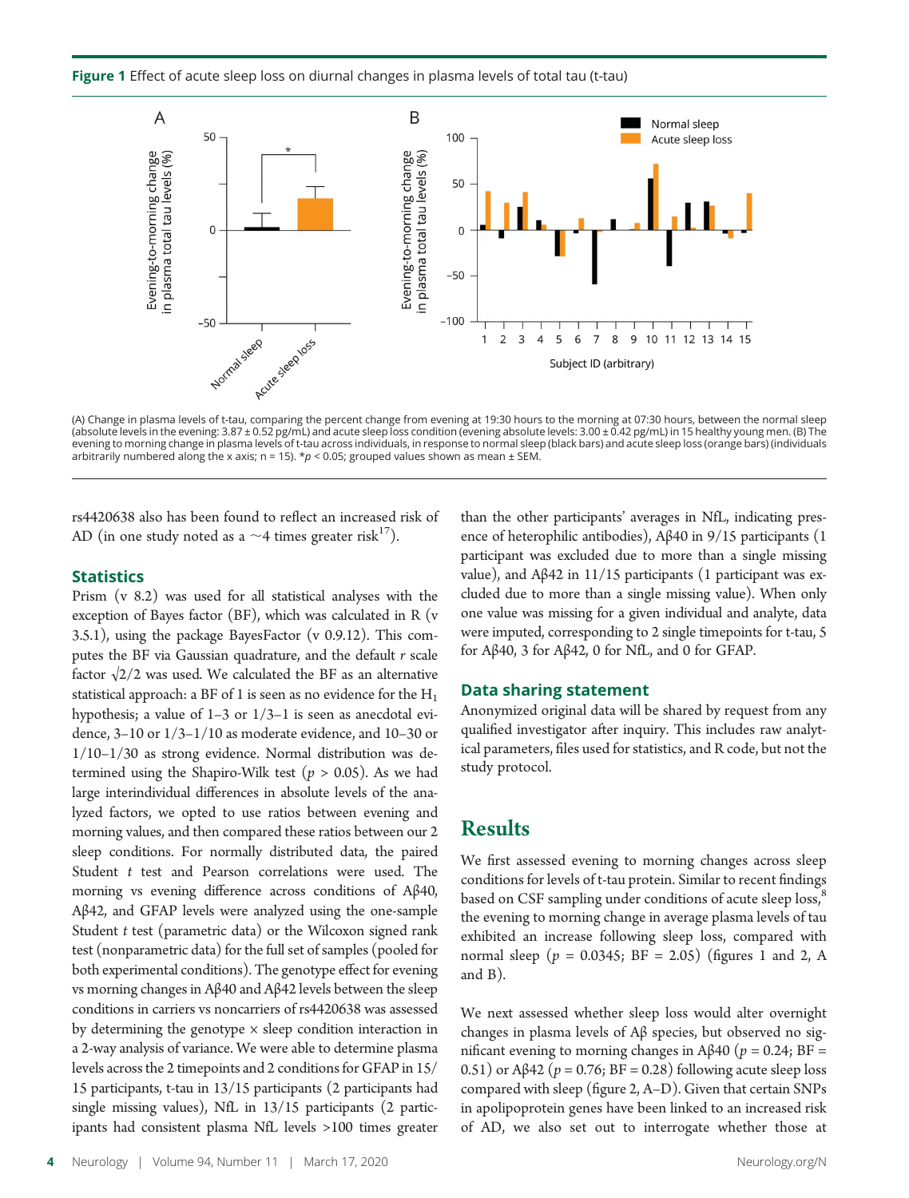**Figure 1** Effect of acute sleep loss on diurnal changes in plasma levels of total tau (t-tau)

(A) Change in plasma levels of t-tau, comparing the percent change from evening at 19:30 hours to the morning at 07:30 hours, between the normal sleep (absolute levels in the evening: 3.87 ± 0.52 pg/mL) and acute sleep loss condition (evening absolute levels: 3.00 ± 0.42 pg/mL) in 15 healthy young men. (B) The evening to morning change in plasma levels of t-tau across individuals, in response to normal sleep (black bars) and acute sleep loss (orange bars) (individuals arbitrarily numbered along the x axis; n = 15). *$p < 0.05$; grouped values shown as mean ± SEM.

rs4420638 also has been found to reflect an increased risk of AD (in one study noted as a ~4 times greater risk[17]).

## Statistics

Prism (v 8.2) was used for all statistical analyses with the exception of Bayes factor (BF), which was calculated in R (v 3.5.1), using the package BayesFactor (v 0.9.12). This computes the BF via Gaussian quadrature, and the default $r$ scale factor $\sqrt{2}/2$ was used. We calculated the BF as an alternative statistical approach: a BF of 1 is seen as no evidence for the $H_1$ hypothesis; a value of 1–3 or 1/3–1 is seen as anecdotal evidence, 3–10 or 1/3–1/10 as moderate evidence, and 10–30 or 1/10–1/30 as strong evidence. Normal distribution was determined using the Shapiro-Wilk test ($p > 0.05$). As we had large interindividual differences in absolute levels of the analyzed factors, we opted to use ratios between evening and morning values, and then compared these ratios between our 2 sleep conditions. For normally distributed data, the paired Student $t$ test and Pearson correlations were used. The morning vs evening difference across conditions of Aβ40, Aβ42, and GFAP levels were analyzed using the one-sample Student $t$ test (parametric data) or the Wilcoxon signed rank test (nonparametric data) for the full set of samples (pooled for both experimental conditions). The genotype effect for evening vs morning changes in Aβ40 and Aβ42 levels between the sleep conditions in carriers vs noncarriers of rs4420638 was assessed by determining the genotype × sleep condition interaction in a 2-way analysis of variance. We were able to determine plasma levels across the 2 timepoints and 2 conditions for GFAP in 15/15 participants, t-tau in 13/15 participants (2 participants had single missing values), NfL in 13/15 participants (2 participants had consistent plasma NfL levels >100 times greater than the other participants' averages in NfL, indicating presence of heterophilic antibodies), Aβ40 in 9/15 participants (1 participant was excluded due to more than a single missing value), and Aβ42 in 11/15 participants (1 participant was excluded due to more than a single missing value). When only one value was missing for a given individual and analyte, data were imputed, corresponding to 2 single timepoints for t-tau, 5 for Aβ40, 3 for Aβ42, 0 for NfL, and 0 for GFAP.

## Data sharing statement

Anonymized original data will be shared by request from any qualified investigator after inquiry. This includes raw analytical parameters, files used for statistics, and R code, but not the study protocol.

# Results

We first assessed evening to morning changes across sleep conditions for levels of t-tau protein. Similar to recent findings based on CSF sampling under conditions of acute sleep loss,[8] the evening to morning change in average plasma levels of tau exhibited an increase following sleep loss, compared with normal sleep ($p = 0.0345$; BF = 2.05) (figures 1 and 2, A and B).

We next assessed whether sleep loss would alter overnight changes in plasma levels of Aβ species, but observed no significant evening to morning changes in Aβ40 ($p = 0.24$; BF = 0.51) or Aβ42 ($p = 0.76$; BF = 0.28) following acute sleep loss compared with sleep (figure 2, A–D). Given that certain SNPs in apolipoprotein genes have been linked to an increased risk of AD, we also set out to interrogate whether those at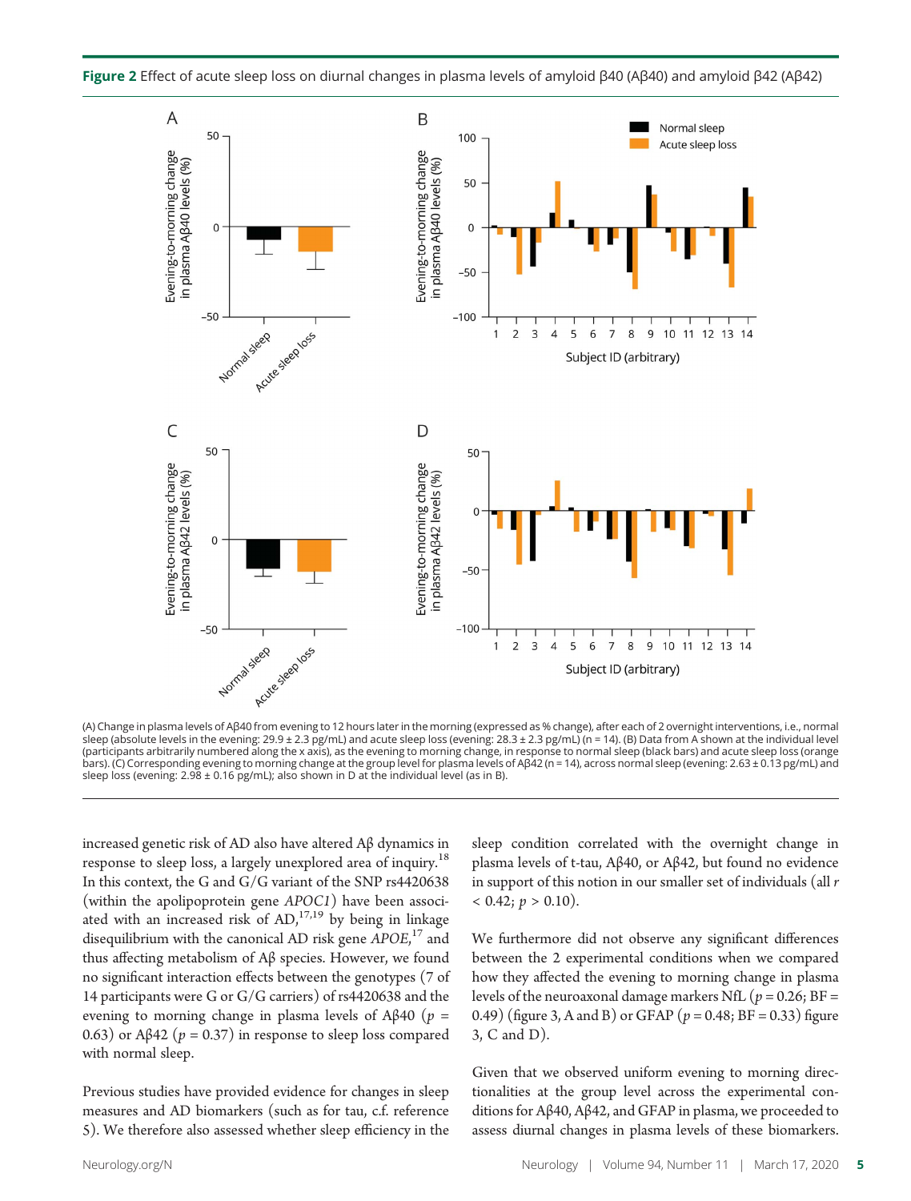**Figure 2** Effect of acute sleep loss on diurnal changes in plasma levels of amyloid β40 (Aβ40) and amyloid β42 (Aβ42)

(A) Change in plasma levels of Aβ40 from evening to 12 hours later in the morning (expressed as % change), after each of 2 overnight interventions, i.e., normal sleep (absolute levels in the evening: 29.9 ± 2.3 pg/mL) and acute sleep loss (evening: 28.3 ± 2.3 pg/mL) (n = 14). (B) Data from A shown at the individual level (participants arbitrarily numbered along the x axis), as the evening to morning change, in response to normal sleep (black bars) and acute sleep loss (orange bars). (C) Corresponding evening to morning change at the group level for plasma levels of Aβ42 (n = 14), across normal sleep (evening: 2.63 ± 0.13 pg/mL) and sleep loss (evening: 2.98 ± 0.16 pg/mL); also shown in D at the individual level (as in B).

increased genetic risk of AD also have altered Aβ dynamics in response to sleep loss, a largely unexplored area of inquiry.[18] In this context, the G and G/G variant of the SNP rs4420638 (within the apolipoprotein gene *APOC1*) have been associated with an increased risk of AD,[17,19] by being in linkage disequilibrium with the canonical AD risk gene *APOE*,[17] and thus affecting metabolism of Aβ species. However, we found no significant interaction effects between the genotypes (7 of 14 participants were G or G/G carriers) of rs4420638 and the evening to morning change in plasma levels of Aβ40 ($p$ = 0.63) or Aβ42 ($p$ = 0.37) in response to sleep loss compared with normal sleep.

Previous studies have provided evidence for changes in sleep measures and AD biomarkers (such as for tau, c.f. reference 5). We therefore also assessed whether sleep efficiency in the sleep condition correlated with the overnight change in plasma levels of t-tau, Aβ40, or Aβ42, but found no evidence in support of this notion in our smaller set of individuals (all $r$ < 0.42; $p$ > 0.10).

We furthermore did not observe any significant differences between the 2 experimental conditions when we compared how they affected the evening to morning change in plasma levels of the neuroaxonal damage markers NfL ($p$ = 0.26; BF = 0.49) (figure 3, A and B) or GFAP ($p$ = 0.48; BF = 0.33) figure 3, C and D).

Given that we observed uniform evening to morning directionalities at the group level across the experimental conditions for Aβ40, Aβ42, and GFAP in plasma, we proceeded to assess diurnal changes in plasma levels of these biomarkers.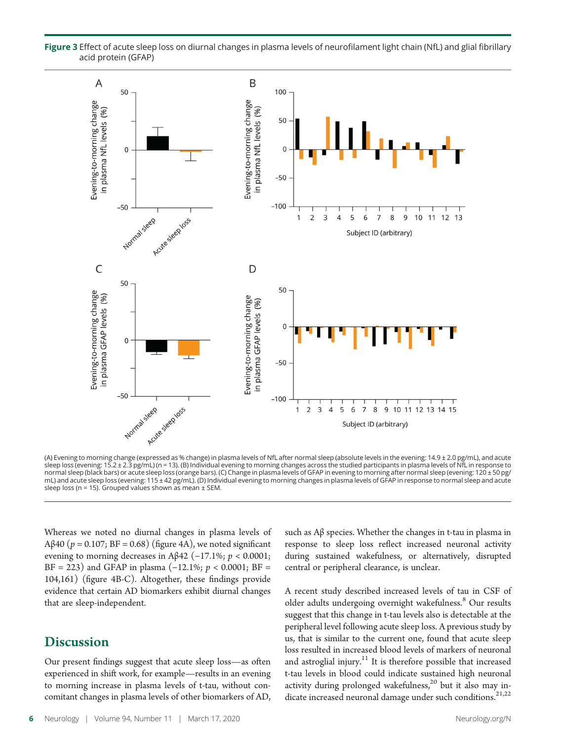**Figure 3** Effect of acute sleep loss on diurnal changes in plasma levels of neurofilament light chain (NfL) and glial fibrillary acid protein (GFAP)

(A) Evening to morning change (expressed as % change) in plasma levels of NfL after normal sleep (absolute levels in the evening: 14.9 ± 2.0 pg/mL), and acute sleep loss (evening: 15.2 ± 2.3 pg/mL) (n = 13). (B) Individual evening to morning changes across the studied participants in plasma levels of NfL in response to normal sleep (black bars) or acute sleep loss (orange bars). (C) Change in plasma levels of GFAP in evening to morning after normal sleep (evening: 120 ± 50 pg/mL) and acute sleep loss (evening: 115 ± 42 pg/mL). (D) Individual evening to morning changes in plasma levels of GFAP in response to normal sleep and acute sleep loss (n = 15). Grouped values shown as mean ± SEM.

Whereas we noted no diurnal changes in plasma levels of Aβ40 ($p = 0.107$; BF = 0.68) (figure 4A), we noted significant evening to morning decreases in Aβ42 (−17.1%; $p < 0.0001$; BF = 223) and GFAP in plasma (−12.1%; $p < 0.0001$; BF = 104,161) (figure 4B-C). Altogether, these findings provide evidence that certain AD biomarkers exhibit diurnal changes that are sleep-independent.

## Discussion

Our present findings suggest that acute sleep loss—as often experienced in shift work, for example—results in an evening to morning increase in plasma levels of t-tau, without concomitant changes in plasma levels of other biomarkers of AD, such as Aβ species. Whether the changes in t-tau in plasma in response to sleep loss reflect increased neuronal activity during sustained wakefulness, or alternatively, disrupted central or peripheral clearance, is unclear.

A recent study described increased levels of tau in CSF of older adults undergoing overnight wakefulness.[8] Our results suggest that this change in t-tau levels also is detectable at the peripheral level following acute sleep loss. A previous study by us, that is similar to the current one, found that acute sleep loss resulted in increased blood levels of markers of neuronal and astroglial injury.[11] It is therefore possible that increased t-tau levels in blood could indicate sustained high neuronal activity during prolonged wakefulness,[20] but it also may indicate increased neuronal damage under such conditions.[21,22]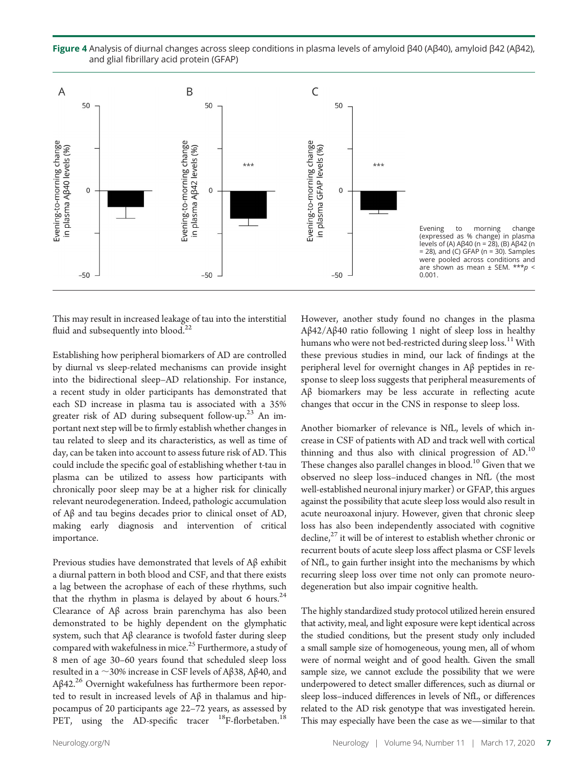**Figure 4** Analysis of diurnal changes across sleep conditions in plasma levels of amyloid β40 (Aβ40), amyloid β42 (Aβ42), and glial fibrillary acid protein (GFAP)

Evening to morning change (expressed as % change) in plasma levels of (A) Aβ40 (n = 28), (B) Aβ42 (n = 28), and (C) GFAP (n = 30). Samples were pooled across conditions and are shown as mean ± SEM. ***$p < 0.001$.

This may result in increased leakage of tau into the interstitial fluid and subsequently into blood.[22]

Establishing how peripheral biomarkers of AD are controlled by diurnal vs sleep-related mechanisms can provide insight into the bidirectional sleep–AD relationship. For instance, a recent study in older participants has demonstrated that each SD increase in plasma tau is associated with a 35% greater risk of AD during subsequent follow-up.[23] An important next step will be to firmly establish whether changes in tau related to sleep and its characteristics, as well as time of day, can be taken into account to assess future risk of AD. This could include the specific goal of establishing whether t-tau in plasma can be utilized to assess how participants with chronically poor sleep may be at a higher risk for clinically relevant neurodegeneration. Indeed, pathologic accumulation of Aβ and tau begins decades prior to clinical onset of AD, making early diagnosis and intervention of critical importance.

Previous studies have demonstrated that levels of Aβ exhibit a diurnal pattern in both blood and CSF, and that there exists a lag between the acrophase of each of these rhythms, such that the rhythm in plasma is delayed by about 6 hours.[24] Clearance of Aβ across brain parenchyma has also been demonstrated to be highly dependent on the glymphatic system, such that Aβ clearance is twofold faster during sleep compared with wakefulness in mice.[25] Furthermore, a study of 8 men of age 30–60 years found that scheduled sleep loss resulted in a ~30% increase in CSF levels of Aβ38, Aβ40, and Aβ42.[26] Overnight wakefulness has furthermore been reported to result in increased levels of Aβ in thalamus and hippocampus of 20 participants age 22–72 years, as assessed by PET, using the AD-specific tracer $^{18}$F-florbetaben.[18] However, another study found no changes in the plasma Aβ42/Aβ40 ratio following 1 night of sleep loss in healthy humans who were not bed-restricted during sleep loss.[11] With these previous studies in mind, our lack of findings at the peripheral level for overnight changes in Aβ peptides in response to sleep loss suggests that peripheral measurements of Aβ biomarkers may be less accurate in reflecting acute changes that occur in the CNS in response to sleep loss.

Another biomarker of relevance is NfL, levels of which increase in CSF of patients with AD and track well with cortical thinning and thus also with clinical progression of AD.[10] These changes also parallel changes in blood.[10] Given that we observed no sleep loss–induced changes in NfL (the most well-established neuronal injury marker) or GFAP, this argues against the possibility that acute sleep loss would also result in acute neuroaxonal injury. However, given that chronic sleep loss has also been independently associated with cognitive decline,[27] it will be of interest to establish whether chronic or recurrent bouts of acute sleep loss affect plasma or CSF levels of NfL, to gain further insight into the mechanisms by which recurring sleep loss over time not only can promote neurodegeneration but also impair cognitive health.

The highly standardized study protocol utilized herein ensured that activity, meal, and light exposure were kept identical across the studied conditions, but the present study only included a small sample size of homogeneous, young men, all of whom were of normal weight and of good health. Given the small sample size, we cannot exclude the possibility that we were underpowered to detect smaller differences, such as diurnal or sleep loss–induced differences in levels of NfL, or differences related to the AD risk genotype that was investigated herein. This may especially have been the case as we—similar to that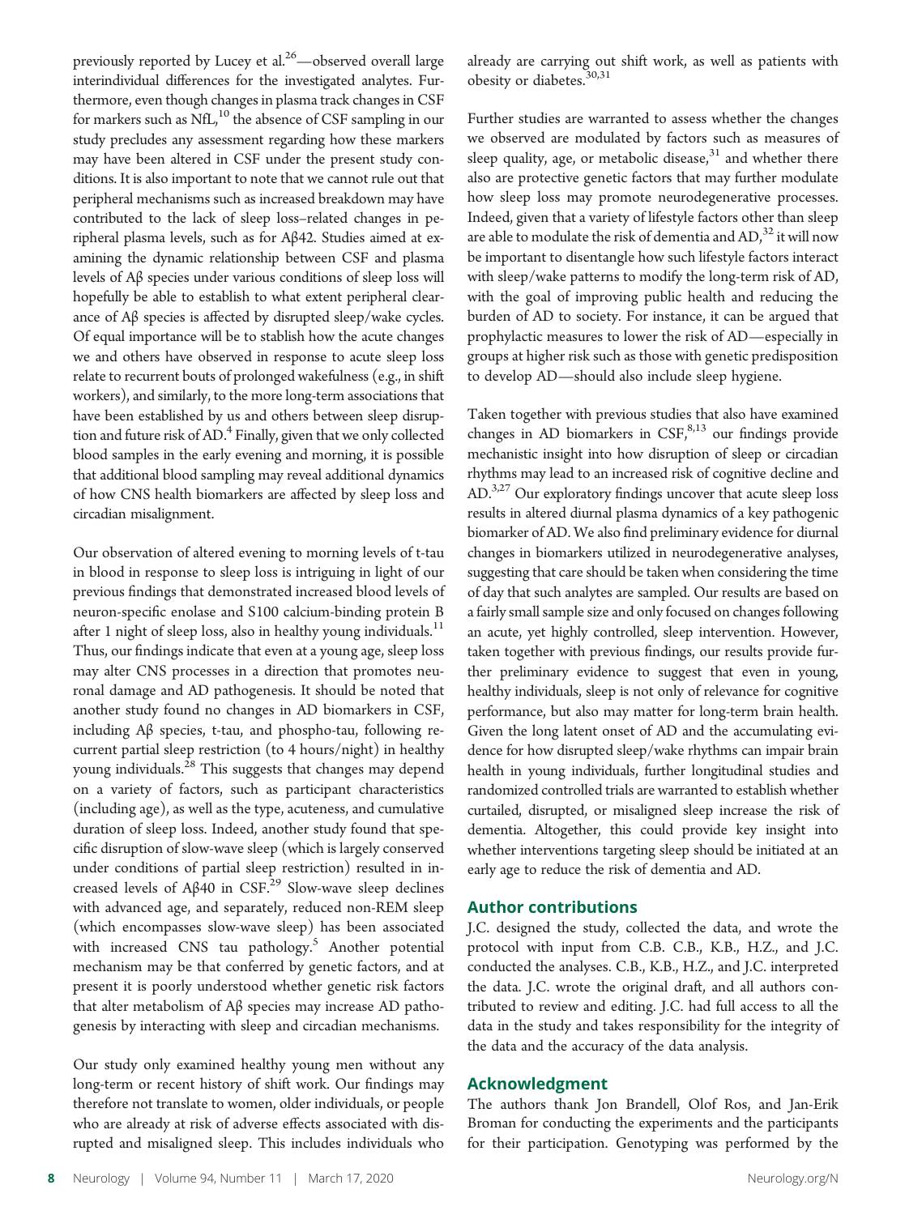previously reported by Lucey et al.[26]—observed overall large interindividual differences for the investigated analytes. Furthermore, even though changes in plasma track changes in CSF for markers such as NfL,[10] the absence of CSF sampling in our study precludes any assessment regarding how these markers may have been altered in CSF under the present study conditions. It is also important to note that we cannot rule out that peripheral mechanisms such as increased breakdown may have contributed to the lack of sleep loss–related changes in peripheral plasma levels, such as for Aβ42. Studies aimed at examining the dynamic relationship between CSF and plasma levels of Aβ species under various conditions of sleep loss will hopefully be able to establish to what extent peripheral clearance of Aβ species is affected by disrupted sleep/wake cycles. Of equal importance will be to stablish how the acute changes we and others have observed in response to acute sleep loss relate to recurrent bouts of prolonged wakefulness (e.g., in shift workers), and similarly, to the more long-term associations that have been established by us and others between sleep disruption and future risk of AD.[4] Finally, given that we only collected blood samples in the early evening and morning, it is possible that additional blood sampling may reveal additional dynamics of how CNS health biomarkers are affected by sleep loss and circadian misalignment.

Our observation of altered evening to morning levels of t-tau in blood in response to sleep loss is intriguing in light of our previous findings that demonstrated increased blood levels of neuron-specific enolase and S100 calcium-binding protein B after 1 night of sleep loss, also in healthy young individuals.[11] Thus, our findings indicate that even at a young age, sleep loss may alter CNS processes in a direction that promotes neuronal damage and AD pathogenesis. It should be noted that another study found no changes in AD biomarkers in CSF, including Aβ species, t-tau, and phospho-tau, following recurrent partial sleep restriction (to 4 hours/night) in healthy young individuals.[28] This suggests that changes may depend on a variety of factors, such as participant characteristics (including age), as well as the type, acuteness, and cumulative duration of sleep loss. Indeed, another study found that specific disruption of slow-wave sleep (which is largely conserved under conditions of partial sleep restriction) resulted in increased levels of Aβ40 in CSF.[29] Slow-wave sleep declines with advanced age, and separately, reduced non-REM sleep (which encompasses slow-wave sleep) has been associated with increased CNS tau pathology.[5] Another potential mechanism may be that conferred by genetic factors, and at present it is poorly understood whether genetic risk factors that alter metabolism of Aβ species may increase AD pathogenesis by interacting with sleep and circadian mechanisms.

Our study only examined healthy young men without any long-term or recent history of shift work. Our findings may therefore not translate to women, older individuals, or people who are already at risk of adverse effects associated with disrupted and misaligned sleep. This includes individuals who already are carrying out shift work, as well as patients with obesity or diabetes.[30,31]

Further studies are warranted to assess whether the changes we observed are modulated by factors such as measures of sleep quality, age, or metabolic disease,[31] and whether there also are protective genetic factors that may further modulate how sleep loss may promote neurodegenerative processes. Indeed, given that a variety of lifestyle factors other than sleep are able to modulate the risk of dementia and AD,[32] it will now be important to disentangle how such lifestyle factors interact with sleep/wake patterns to modify the long-term risk of AD, with the goal of improving public health and reducing the burden of AD to society. For instance, it can be argued that prophylactic measures to lower the risk of AD—especially in groups at higher risk such as those with genetic predisposition to develop AD—should also include sleep hygiene.

Taken together with previous studies that also have examined changes in AD biomarkers in CSF,[8,13] our findings provide mechanistic insight into how disruption of sleep or circadian rhythms may lead to an increased risk of cognitive decline and AD.[3,27] Our exploratory findings uncover that acute sleep loss results in altered diurnal plasma dynamics of a key pathogenic biomarker of AD. We also find preliminary evidence for diurnal changes in biomarkers utilized in neurodegenerative analyses, suggesting that care should be taken when considering the time of day that such analytes are sampled. Our results are based on a fairly small sample size and only focused on changes following an acute, yet highly controlled, sleep intervention. However, taken together with previous findings, our results provide further preliminary evidence to suggest that even in young, healthy individuals, sleep is not only of relevance for cognitive performance, but also may matter for long-term brain health. Given the long latent onset of AD and the accumulating evidence for how disrupted sleep/wake rhythms can impair brain health in young individuals, further longitudinal studies and randomized controlled trials are warranted to establish whether curtailed, disrupted, or misaligned sleep increase the risk of dementia. Altogether, this could provide key insight into whether interventions targeting sleep should be initiated at an early age to reduce the risk of dementia and AD.

## Author contributions

J.C. designed the study, collected the data, and wrote the protocol with input from C.B. C.B., K.B., H.Z., and J.C. conducted the analyses. C.B., K.B., H.Z., and J.C. interpreted the data. J.C. wrote the original draft, and all authors contributed to review and editing. J.C. had full access to all the data in the study and takes responsibility for the integrity of the data and the accuracy of the data analysis.

## Acknowledgment

The authors thank Jon Brandell, Olof Ros, and Jan-Erik Broman for conducting the experiments and the participants for their participation. Genotyping was performed by the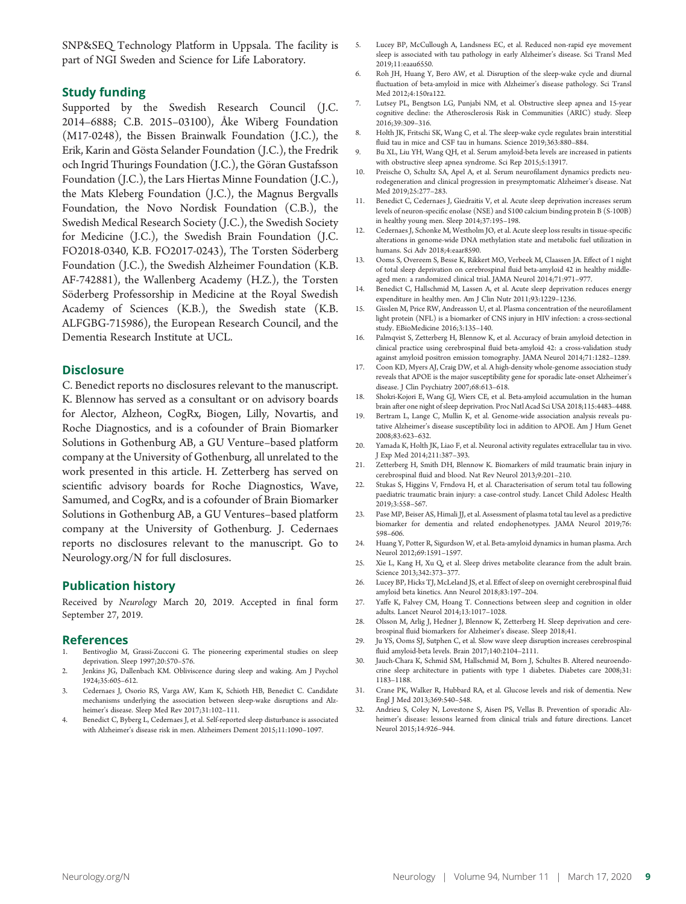SNP&SEQ Technology Platform in Uppsala. The facility is part of NGI Sweden and Science for Life Laboratory.

## Study funding

Supported by the Swedish Research Council (J.C. 2014–6888; C.B. 2015–03100), Åke Wiberg Foundation (M17-0248), the Bissen Brainwalk Foundation (J.C.), the Erik, Karin and Gösta Selander Foundation (J.C.), the Fredrik och Ingrid Thurings Foundation (J.C.), the Göran Gustafsson Foundation (J.C.), the Lars Hiertas Minne Foundation (J.C.), the Mats Kleberg Foundation (J.C.), the Magnus Bergvalls Foundation, the Novo Nordisk Foundation (C.B.), the Swedish Medical Research Society (J.C.), the Swedish Society for Medicine (J.C.), the Swedish Brain Foundation (J.C. FO2018-0340, K.B. FO2017-0243), The Torsten Söderberg Foundation (J.C.), the Swedish Alzheimer Foundation (K.B. AF-742881), the Wallenberg Academy (H.Z.), the Torsten Söderberg Professorship in Medicine at the Royal Swedish Academy of Sciences (K.B.), the Swedish state (K.B. ALFGBG-715986), the European Research Council, and the Dementia Research Institute at UCL.

## Disclosure

C. Benedict reports no disclosures relevant to the manuscript. K. Blennow has served as a consultant or on advisory boards for Alector, Alzheon, CogRx, Biogen, Lilly, Novartis, and Roche Diagnostics, and is a cofounder of Brain Biomarker Solutions in Gothenburg AB, a GU Venture–based platform company at the University of Gothenburg, all unrelated to the work presented in this article. H. Zetterberg has served on scientific advisory boards for Roche Diagnostics, Wave, Samumed, and CogRx, and is a cofounder of Brain Biomarker Solutions in Gothenburg AB, a GU Ventures–based platform company at the University of Gothenburg. J. Cedernaes reports no disclosures relevant to the manuscript. Go to Neurology.org/N for full disclosures.

## Publication history

Received by *Neurology* March 20, 2019. Accepted in final form September 27, 2019.

## References

1. Bentivoglio M, Grassi-Zucconi G. The pioneering experimental studies on sleep deprivation. Sleep 1997;20:570–576.
2. Jenkins JG, Dallenbach KM. Obliviscence during sleep and waking. Am J Psychol 1924;35:605–612.
3. Cedernaes J, Osorio RS, Varga AW, Kam K, Schioth HB, Benedict C. Candidate mechanisms underlying the association between sleep-wake disruptions and Alzheimer's disease. Sleep Med Rev 2017;31:102–111.
4. Benedict C, Byberg L, Cedernaes J, et al. Self-reported sleep disturbance is associated with Alzheimer's disease risk in men. Alzheimers Dement 2015;11:1090–1097.
5. Lucey BP, McCullough A, Landsness EC, et al. Reduced non-rapid eye movement sleep is associated with tau pathology in early Alzheimer's disease. Sci Transl Med 2019;11:eaau6550.
6. Roh JH, Huang Y, Bero AW, et al. Disruption of the sleep-wake cycle and diurnal fluctuation of beta-amyloid in mice with Alzheimer's disease pathology. Sci Transl Med 2012;4:150ra122.
7. Lutsey PL, Bengtson LG, Punjabi NM, et al. Obstructive sleep apnea and 15-year cognitive decline: the Atherosclerosis Risk in Communities (ARIC) study. Sleep 2016;39:309–316.
8. Holth JK, Fritschi SK, Wang C, et al. The sleep-wake cycle regulates brain interstitial fluid tau in mice and CSF tau in humans. Science 2019;363:880–884.
9. Bu XL, Liu YH, Wang QH, et al. Serum amyloid-beta levels are increased in patients with obstructive sleep apnea syndrome. Sci Rep 2015;5:13917.
10. Preische O, Schultz SA, Apel A, et al. Serum neurofilament dynamics predicts neurodegeneration and clinical progression in presymptomatic Alzheimer's disease. Nat Med 2019;25:277–283.
11. Benedict C, Cedernaes J, Giedraitis V, et al. Acute sleep deprivation increases serum levels of neuron-specific enolase (NSE) and S100 calcium binding protein B (S-100B) in healthy young men. Sleep 2014;37:195–198.
12. Cedernaes J, Schonke M, Westholm JO, et al. Acute sleep loss results in tissue-specific alterations in genome-wide DNA methylation state and metabolic fuel utilization in humans. Sci Adv 2018;4:eaar8590.
13. Ooms S, Overeem S, Besse K, Rikkert MO, Verbeek M, Claassen JA. Effect of 1 night of total sleep deprivation on cerebrospinal fluid beta-amyloid 42 in healthy middle-aged men: a randomized clinical trial. JAMA Neurol 2014;71:971–977.
14. Benedict C, Hallschmid M, Lassen A, et al. Acute sleep deprivation reduces energy expenditure in healthy men. Am J Clin Nutr 2011;93:1229–1236.
15. Gisslen M, Price RW, Andreasson U, et al. Plasma concentration of the neurofilament light protein (NFL) is a biomarker of CNS injury in HIV infection: a cross-sectional study. EBioMedicine 2016;3:135–140.
16. Palmqvist S, Zetterberg H, Blennow K, et al. Accuracy of brain amyloid detection in clinical practice using cerebrospinal fluid beta-amyloid 42: a cross-validation study against amyloid positron emission tomography. JAMA Neurol 2014;71:1282–1289.
17. Coon KD, Myers AJ, Craig DW, et al. A high-density whole-genome association study reveals that APOE is the major susceptibility gene for sporadic late-onset Alzheimer's disease. J Clin Psychiatry 2007;68:613–618.
18. Shokri-Kojori E, Wang GJ, Wiers CE, et al. Beta-amyloid accumulation in the human brain after one night of sleep deprivation. Proc Natl Acad Sci USA 2018;115:4483–4488.
19. Bertram L, Lange C, Mullin K, et al. Genome-wide association analysis reveals putative Alzheimer's disease susceptibility loci in addition to APOE. Am J Hum Genet 2008;83:623–632.
20. Yamada K, Holth JK, Liao F, et al. Neuronal activity regulates extracellular tau in vivo. J Exp Med 2014;211:387–393.
21. Zetterberg H, Smith DH, Blennow K. Biomarkers of mild traumatic brain injury in cerebrospinal fluid and blood. Nat Rev Neurol 2013;9:201–210.
22. Stukas S, Higgins V, Frndova H, et al. Characterisation of serum total tau following paediatric traumatic brain injury: a case-control study. Lancet Child Adolesc Health 2019;3:558–567.
23. Pase MP, Beiser AS, Himali JJ, et al. Assessment of plasma total tau level as a predictive biomarker for dementia and related endophenotypes. JAMA Neurol 2019;76:598–606.
24. Huang Y, Potter R, Sigurdson W, et al. Beta-amyloid dynamics in human plasma. Arch Neurol 2012;69:1591–1597.
25. Xie L, Kang H, Xu Q, et al. Sleep drives metabolite clearance from the adult brain. Science 2013;342:373–377.
26. Lucey BP, Hicks TJ, McLeland JS, et al. Effect of sleep on overnight cerebrospinal fluid amyloid beta kinetics. Ann Neurol 2018;83:197–204.
27. Yaffe K, Falvey CM, Hoang T. Connections between sleep and cognition in older adults. Lancet Neurol 2014;13:1017–1028.
28. Olsson M, Arlig J, Hedner J, Blennow K, Zetterberg H. Sleep deprivation and cerebrospinal fluid biomarkers for Alzheimer's disease. Sleep 2018;41.
29. Ju YS, Ooms SJ, Sutphen C, et al. Slow wave sleep disruption increases cerebrospinal fluid amyloid-beta levels. Brain 2017;140:2104–2111.
30. Jauch-Chara K, Schmid SM, Hallschmid M, Born J, Schultes B. Altered neuroendocrine sleep architecture in patients with type 1 diabetes. Diabetes care 2008;31:1183–1188.
31. Crane PK, Walker R, Hubbard RA, et al. Glucose levels and risk of dementia. New Engl J Med 2013;369:540–548.
32. Andrieu S, Coley N, Lovestone S, Aisen PS, Vellas B. Prevention of sporadic Alzheimer's disease: lessons learned from clinical trials and future directions. Lancet Neurol 2015;14:926–944.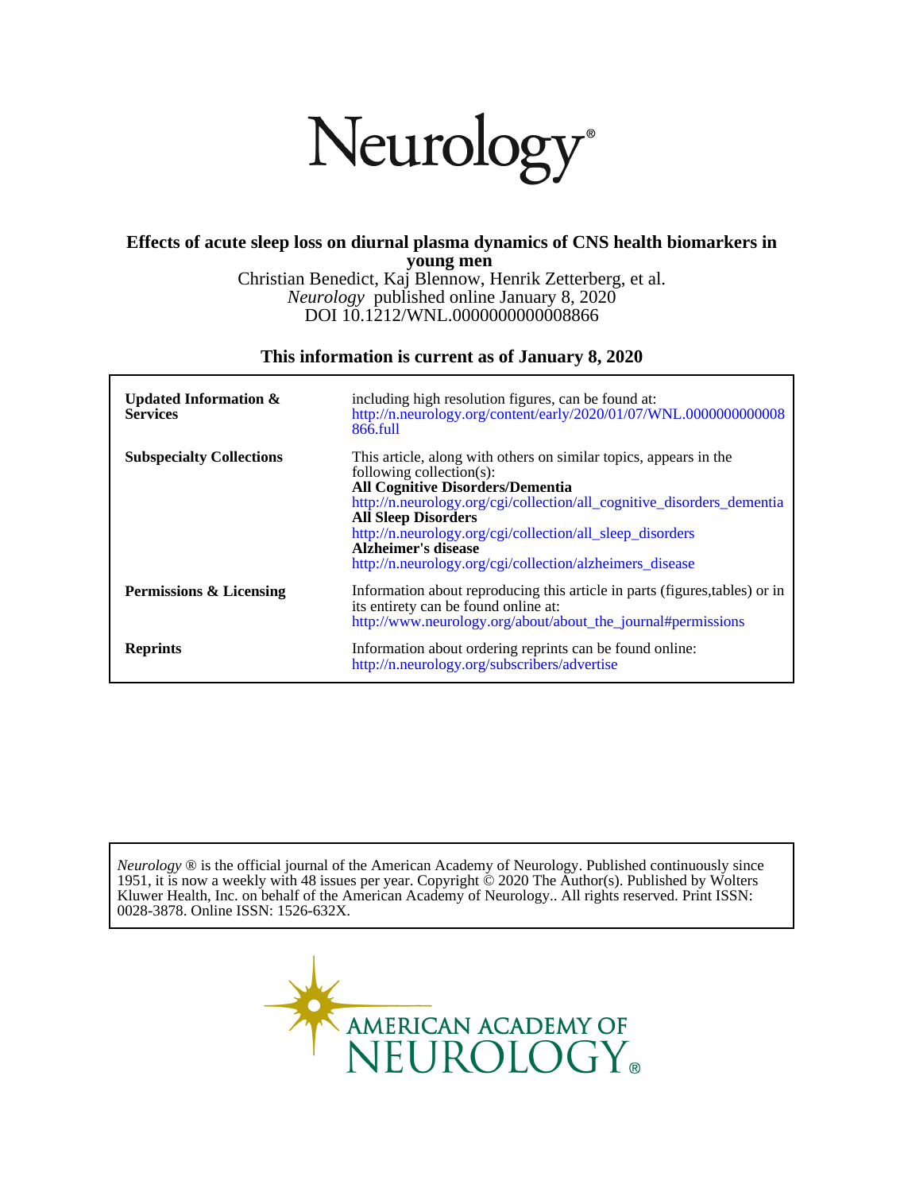# Neurology®

**Effects of acute sleep loss on diurnal plasma dynamics of CNS health biomarkers in young men**

Christian Benedict, Kaj Blennow, Henrik Zetterberg, et al.

*Neurology* published online January 8, 2020

DOI 10.1212/WNL.0000000000008866

**This information is current as of January 8, 2020**

| | |
|---|---|
| **Updated Information & Services** | including high resolution figures, can be found at: http://n.neurology.org/content/early/2020/01/07/WNL.0000000000008866.full |
| **Subspecialty Collections** | This article, along with others on similar topics, appears in the following collection(s): **All Cognitive Disorders/Dementia** http://n.neurology.org/cgi/collection/all_cognitive_disorders_dementia **All Sleep Disorders** http://n.neurology.org/cgi/collection/all_sleep_disorders **Alzheimer's disease** http://n.neurology.org/cgi/collection/alzheimers_disease |
| **Permissions & Licensing** | Information about reproducing this article in parts (figures,tables) or in its entirety can be found online at: http://www.neurology.org/about/about_the_journal#permissions |
| **Reprints** | Information about ordering reprints can be found online: http://n.neurology.org/subscribers/advertise |

*Neurology* ® is the official journal of the American Academy of Neurology. Published continuously since 1951, it is now a weekly with 48 issues per year. Copyright © 2020 The Author(s). Published by Wolters Kluwer Health, Inc. on behalf of the American Academy of Neurology.. All rights reserved. Print ISSN: 0028-3878. Online ISSN: 1526-632X.

AMERICAN ACADEMY OF NEUROLOGY®